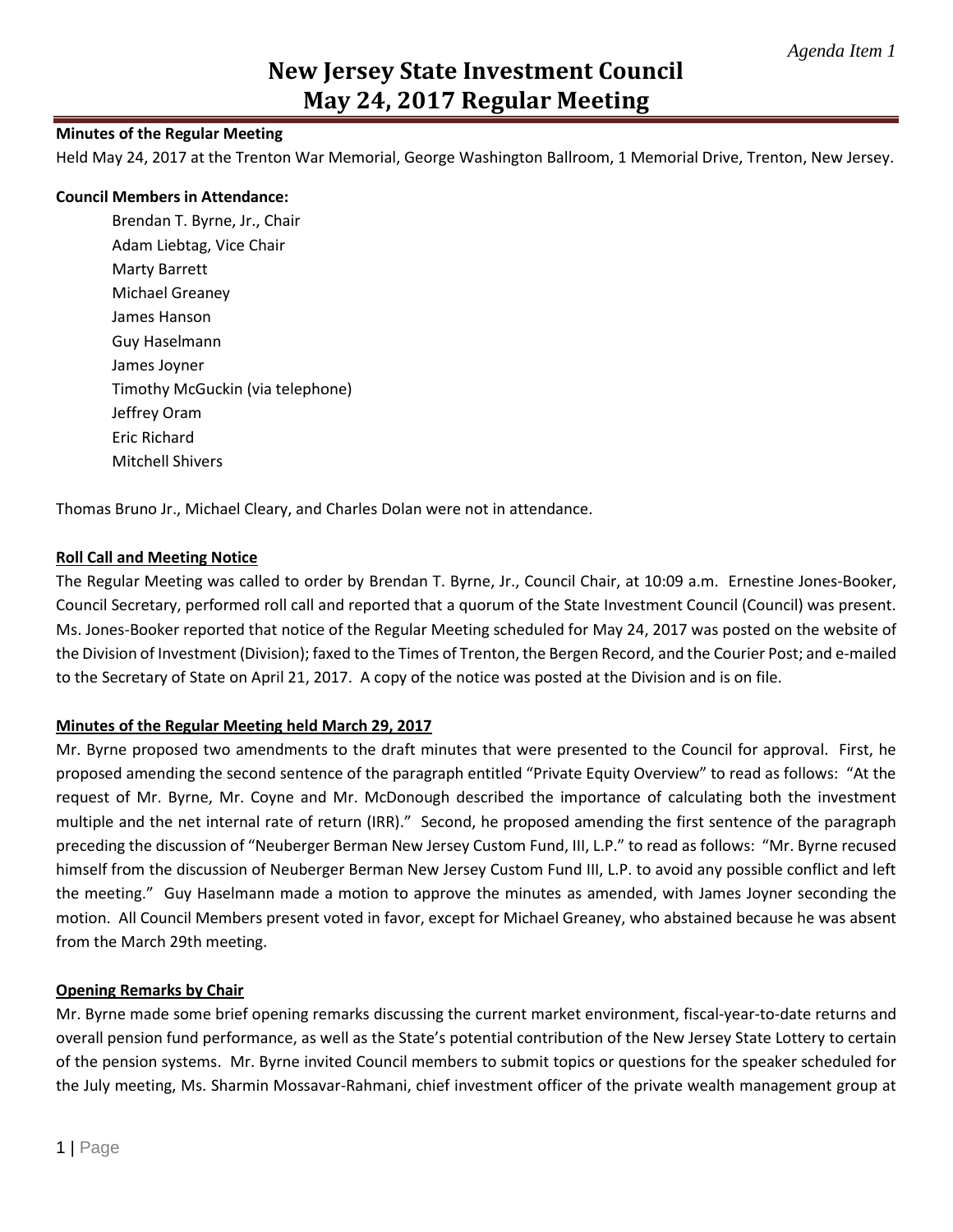*Agenda Item 1*

# New Jersey State Investment Council
# May 24, 2017 Regular Meeting

**Minutes of the Regular Meeting**

Held May 24, 2017 at the Trenton War Memorial, George Washington Ballroom, 1 Memorial Drive, Trenton, New Jersey.

**Council Members in Attendance:**

Brendan T. Byrne, Jr., Chair
Adam Liebtag, Vice Chair
Marty Barrett
Michael Greaney
James Hanson
Guy Haselmann
James Joyner
Timothy McGuckin (via telephone)
Jeffrey Oram
Eric Richard
Mitchell Shivers

Thomas Bruno Jr., Michael Cleary, and Charles Dolan were not in attendance.

**Roll Call and Meeting Notice**

The Regular Meeting was called to order by Brendan T. Byrne, Jr., Council Chair, at 10:09 a.m. Ernestine Jones-Booker, Council Secretary, performed roll call and reported that a quorum of the State Investment Council (Council) was present. Ms. Jones-Booker reported that notice of the Regular Meeting scheduled for May 24, 2017 was posted on the website of the Division of Investment (Division); faxed to the Times of Trenton, the Bergen Record, and the Courier Post; and e-mailed to the Secretary of State on April 21, 2017. A copy of the notice was posted at the Division and is on file.

**Minutes of the Regular Meeting held March 29, 2017**

Mr. Byrne proposed two amendments to the draft minutes that were presented to the Council for approval. First, he proposed amending the second sentence of the paragraph entitled "Private Equity Overview" to read as follows: "At the request of Mr. Byrne, Mr. Coyne and Mr. McDonough described the importance of calculating both the investment multiple and the net internal rate of return (IRR)." Second, he proposed amending the first sentence of the paragraph preceding the discussion of "Neuberger Berman New Jersey Custom Fund, III, L.P." to read as follows: "Mr. Byrne recused himself from the discussion of Neuberger Berman New Jersey Custom Fund III, L.P. to avoid any possible conflict and left the meeting." Guy Haselmann made a motion to approve the minutes as amended, with James Joyner seconding the motion. All Council Members present voted in favor, except for Michael Greaney, who abstained because he was absent from the March 29th meeting.

**Opening Remarks by Chair**

Mr. Byrne made some brief opening remarks discussing the current market environment, fiscal-year-to-date returns and overall pension fund performance, as well as the State's potential contribution of the New Jersey State Lottery to certain of the pension systems. Mr. Byrne invited Council members to submit topics or questions for the speaker scheduled for the July meeting, Ms. Sharmin Mossavar-Rahmani, chief investment officer of the private wealth management group at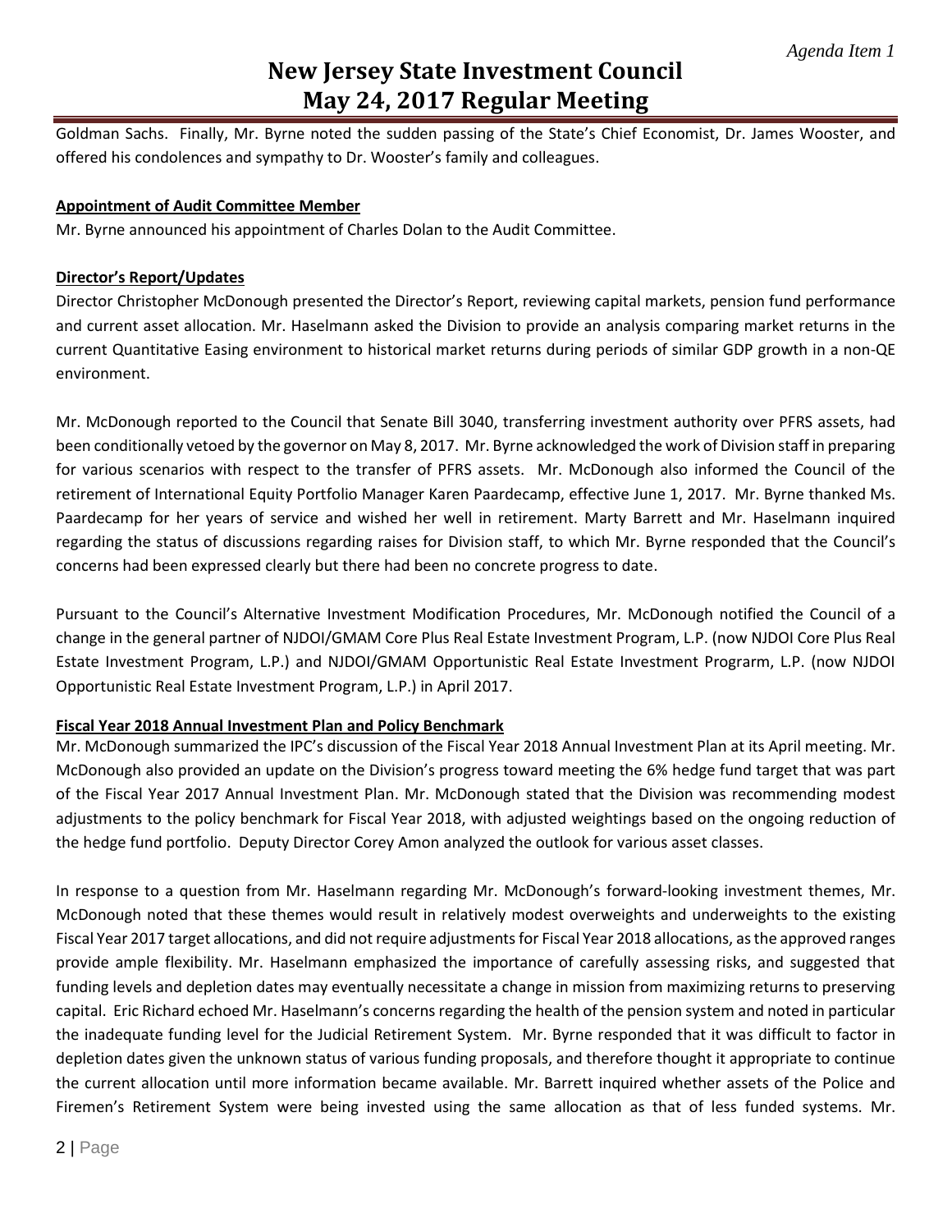Goldman Sachs. Finally, Mr. Byrne noted the sudden passing of the State's Chief Economist, Dr. James Wooster, and offered his condolences and sympathy to Dr. Wooster's family and colleagues.

**Appointment of Audit Committee Member**

Mr. Byrne announced his appointment of Charles Dolan to the Audit Committee.

**Director's Report/Updates**

Director Christopher McDonough presented the Director's Report, reviewing capital markets, pension fund performance and current asset allocation. Mr. Haselmann asked the Division to provide an analysis comparing market returns in the current Quantitative Easing environment to historical market returns during periods of similar GDP growth in a non-QE environment.

Mr. McDonough reported to the Council that Senate Bill 3040, transferring investment authority over PFRS assets, had been conditionally vetoed by the governor on May 8, 2017. Mr. Byrne acknowledged the work of Division staff in preparing for various scenarios with respect to the transfer of PFRS assets. Mr. McDonough also informed the Council of the retirement of International Equity Portfolio Manager Karen Paardecamp, effective June 1, 2017. Mr. Byrne thanked Ms. Paardecamp for her years of service and wished her well in retirement. Marty Barrett and Mr. Haselmann inquired regarding the status of discussions regarding raises for Division staff, to which Mr. Byrne responded that the Council's concerns had been expressed clearly but there had been no concrete progress to date.

Pursuant to the Council's Alternative Investment Modification Procedures, Mr. McDonough notified the Council of a change in the general partner of NJDOI/GMAM Core Plus Real Estate Investment Program, L.P. (now NJDOI Core Plus Real Estate Investment Program, L.P.) and NJDOI/GMAM Opportunistic Real Estate Investment Prograrm, L.P. (now NJDOI Opportunistic Real Estate Investment Program, L.P.) in April 2017.

**Fiscal Year 2018 Annual Investment Plan and Policy Benchmark**

Mr. McDonough summarized the IPC's discussion of the Fiscal Year 2018 Annual Investment Plan at its April meeting. Mr. McDonough also provided an update on the Division's progress toward meeting the 6% hedge fund target that was part of the Fiscal Year 2017 Annual Investment Plan. Mr. McDonough stated that the Division was recommending modest adjustments to the policy benchmark for Fiscal Year 2018, with adjusted weightings based on the ongoing reduction of the hedge fund portfolio. Deputy Director Corey Amon analyzed the outlook for various asset classes.

In response to a question from Mr. Haselmann regarding Mr. McDonough's forward-looking investment themes, Mr. McDonough noted that these themes would result in relatively modest overweights and underweights to the existing Fiscal Year 2017 target allocations, and did not require adjustments for Fiscal Year 2018 allocations, as the approved ranges provide ample flexibility. Mr. Haselmann emphasized the importance of carefully assessing risks, and suggested that funding levels and depletion dates may eventually necessitate a change in mission from maximizing returns to preserving capital. Eric Richard echoed Mr. Haselmann's concerns regarding the health of the pension system and noted in particular the inadequate funding level for the Judicial Retirement System. Mr. Byrne responded that it was difficult to factor in depletion dates given the unknown status of various funding proposals, and therefore thought it appropriate to continue the current allocation until more information became available. Mr. Barrett inquired whether assets of the Police and Firemen's Retirement System were being invested using the same allocation as that of less funded systems. Mr.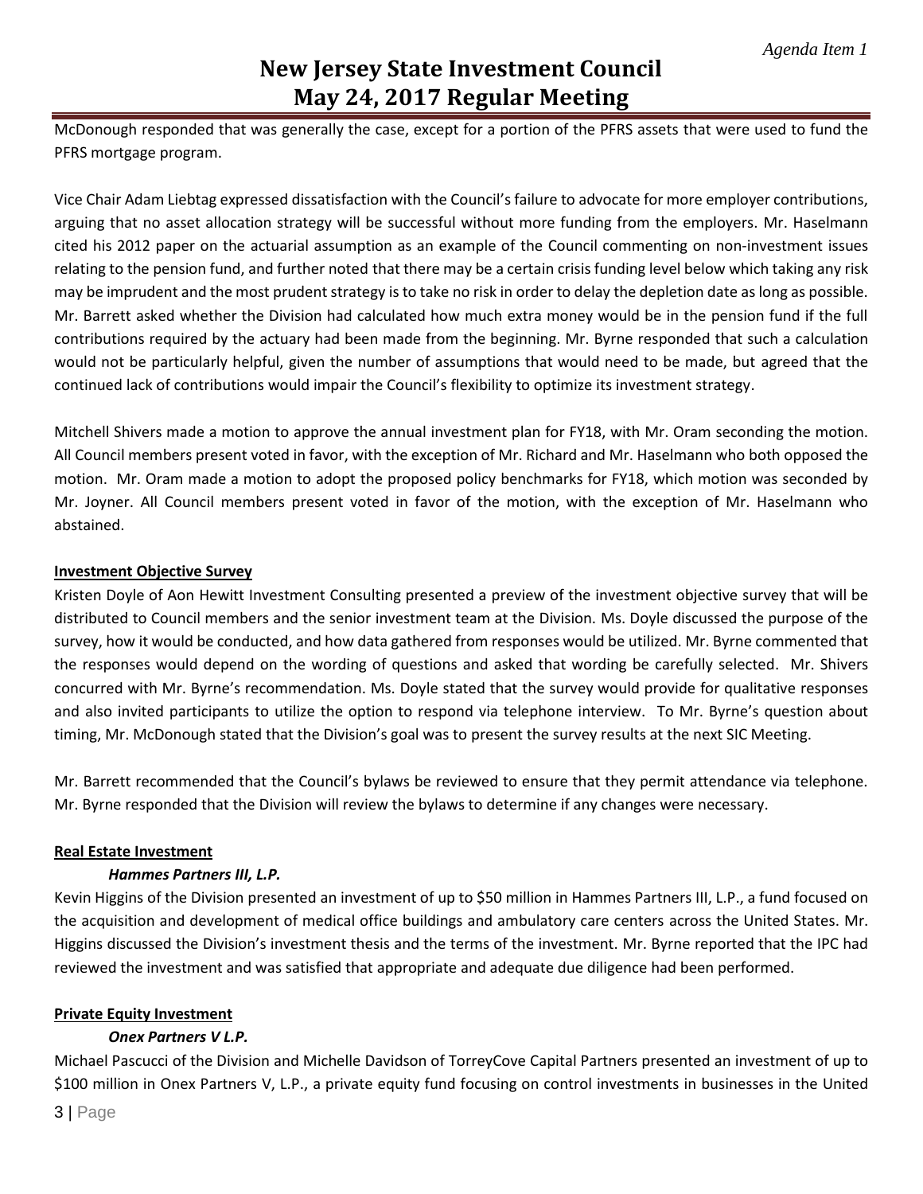McDonough responded that was generally the case, except for a portion of the PFRS assets that were used to fund the PFRS mortgage program.

Vice Chair Adam Liebtag expressed dissatisfaction with the Council's failure to advocate for more employer contributions, arguing that no asset allocation strategy will be successful without more funding from the employers. Mr. Haselmann cited his 2012 paper on the actuarial assumption as an example of the Council commenting on non-investment issues relating to the pension fund, and further noted that there may be a certain crisis funding level below which taking any risk may be imprudent and the most prudent strategy is to take no risk in order to delay the depletion date as long as possible. Mr. Barrett asked whether the Division had calculated how much extra money would be in the pension fund if the full contributions required by the actuary had been made from the beginning. Mr. Byrne responded that such a calculation would not be particularly helpful, given the number of assumptions that would need to be made, but agreed that the continued lack of contributions would impair the Council's flexibility to optimize its investment strategy.

Mitchell Shivers made a motion to approve the annual investment plan for FY18, with Mr. Oram seconding the motion. All Council members present voted in favor, with the exception of Mr. Richard and Mr. Haselmann who both opposed the motion. Mr. Oram made a motion to adopt the proposed policy benchmarks for FY18, which motion was seconded by Mr. Joyner. All Council members present voted in favor of the motion, with the exception of Mr. Haselmann who abstained.

**Investment Objective Survey**

Kristen Doyle of Aon Hewitt Investment Consulting presented a preview of the investment objective survey that will be distributed to Council members and the senior investment team at the Division. Ms. Doyle discussed the purpose of the survey, how it would be conducted, and how data gathered from responses would be utilized. Mr. Byrne commented that the responses would depend on the wording of questions and asked that wording be carefully selected. Mr. Shivers concurred with Mr. Byrne's recommendation. Ms. Doyle stated that the survey would provide for qualitative responses and also invited participants to utilize the option to respond via telephone interview. To Mr. Byrne's question about timing, Mr. McDonough stated that the Division's goal was to present the survey results at the next SIC Meeting.

Mr. Barrett recommended that the Council's bylaws be reviewed to ensure that they permit attendance via telephone. Mr. Byrne responded that the Division will review the bylaws to determine if any changes were necessary.

**Real Estate Investment**

***Hammes Partners III, L.P.***

Kevin Higgins of the Division presented an investment of up to $50 million in Hammes Partners III, L.P., a fund focused on the acquisition and development of medical office buildings and ambulatory care centers across the United States. Mr. Higgins discussed the Division's investment thesis and the terms of the investment. Mr. Byrne reported that the IPC had reviewed the investment and was satisfied that appropriate and adequate due diligence had been performed.

**Private Equity Investment**

***Onex Partners V L.P.***

Michael Pascucci of the Division and Michelle Davidson of TorreyCove Capital Partners presented an investment of up to $100 million in Onex Partners V, L.P., a private equity fund focusing on control investments in businesses in the United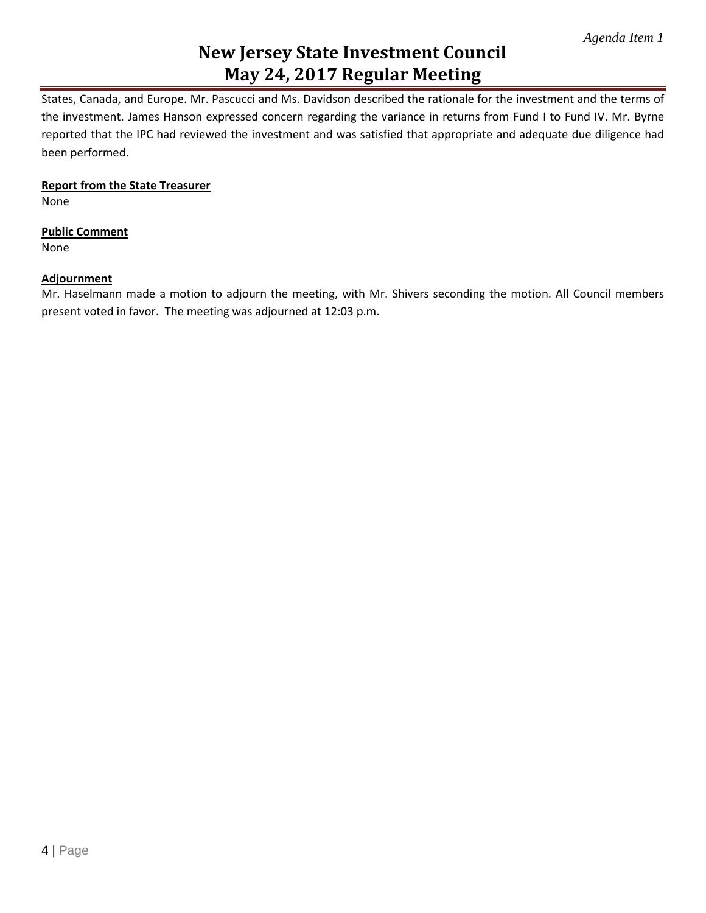States, Canada, and Europe. Mr. Pascucci and Ms. Davidson described the rationale for the investment and the terms of the investment. James Hanson expressed concern regarding the variance in returns from Fund I to Fund IV. Mr. Byrne reported that the IPC had reviewed the investment and was satisfied that appropriate and adequate due diligence had been performed.

**Report from the State Treasurer**

None

**Public Comment**

None

**Adjournment**

Mr. Haselmann made a motion to adjourn the meeting, with Mr. Shivers seconding the motion. All Council members present voted in favor. The meeting was adjourned at 12:03 p.m.